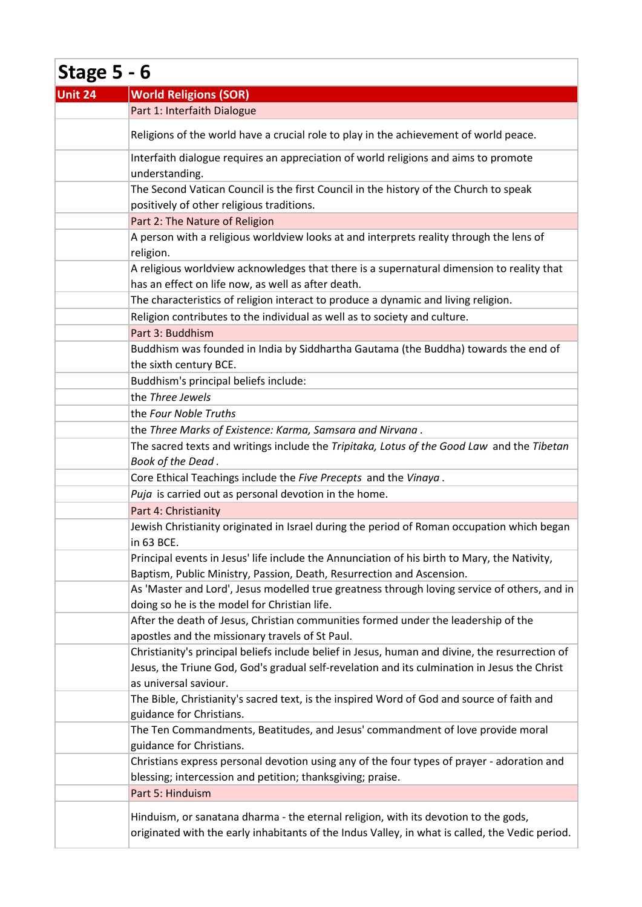# Stage 5 - 6

| Unit 24 | World Religions (SOR) |
|---|---|
| | Part 1: Interfaith Dialogue |
| | Religions of the world have a crucial role to play in the achievement of world peace. |
| | Interfaith dialogue requires an appreciation of world religions and aims to promote understanding. |
| | The Second Vatican Council is the first Council in the history of the Church to speak positively of other religious traditions. |
| | Part 2: The Nature of Religion |
| | A person with a religious worldview looks at and interprets reality through the lens of religion. |
| | A religious worldview acknowledges that there is a supernatural dimension to reality that has an effect on life now, as well as after death. |
| | The characteristics of religion interact to produce a dynamic and living religion. |
| | Religion contributes to the individual as well as to society and culture. |
| | Part 3: Buddhism |
| | Buddhism was founded in India by Siddhartha Gautama (the Buddha) towards the end of the sixth century BCE. |
| | Buddhism's principal beliefs include: |
| | the *Three Jewels* |
| | the *Four Noble Truths* |
| | the *Three Marks of Existence: Karma, Samsara and Nirvana* . |
| | The sacred texts and writings include the *Tripitaka, Lotus of the Good Law* and the *Tibetan Book of the Dead* . |
| | Core Ethical Teachings include the *Five Precepts* and the *Vinaya* . |
| | *Puja* is carried out as personal devotion in the home. |
| | Part 4: Christianity |
| | Jewish Christianity originated in Israel during the period of Roman occupation which began in 63 BCE. |
| | Principal events in Jesus' life include the Annunciation of his birth to Mary, the Nativity, Baptism, Public Ministry, Passion, Death, Resurrection and Ascension. |
| | As 'Master and Lord', Jesus modelled true greatness through loving service of others, and in doing so he is the model for Christian life. |
| | After the death of Jesus, Christian communities formed under the leadership of the apostles and the missionary travels of St Paul. |
| | Christianity's principal beliefs include belief in Jesus, human and divine, the resurrection of Jesus, the Triune God, God's gradual self-revelation and its culmination in Jesus the Christ as universal saviour. |
| | The Bible, Christianity's sacred text, is the inspired Word of God and source of faith and guidance for Christians. |
| | The Ten Commandments, Beatitudes, and Jesus' commandment of love provide moral guidance for Christians. |
| | Christians express personal devotion using any of the four types of prayer - adoration and blessing; intercession and petition; thanksgiving; praise. |
| | Part 5: Hinduism |
| | Hinduism, or sanatana dharma - the eternal religion, with its devotion to the gods, originated with the early inhabitants of the Indus Valley, in what is called, the Vedic period. |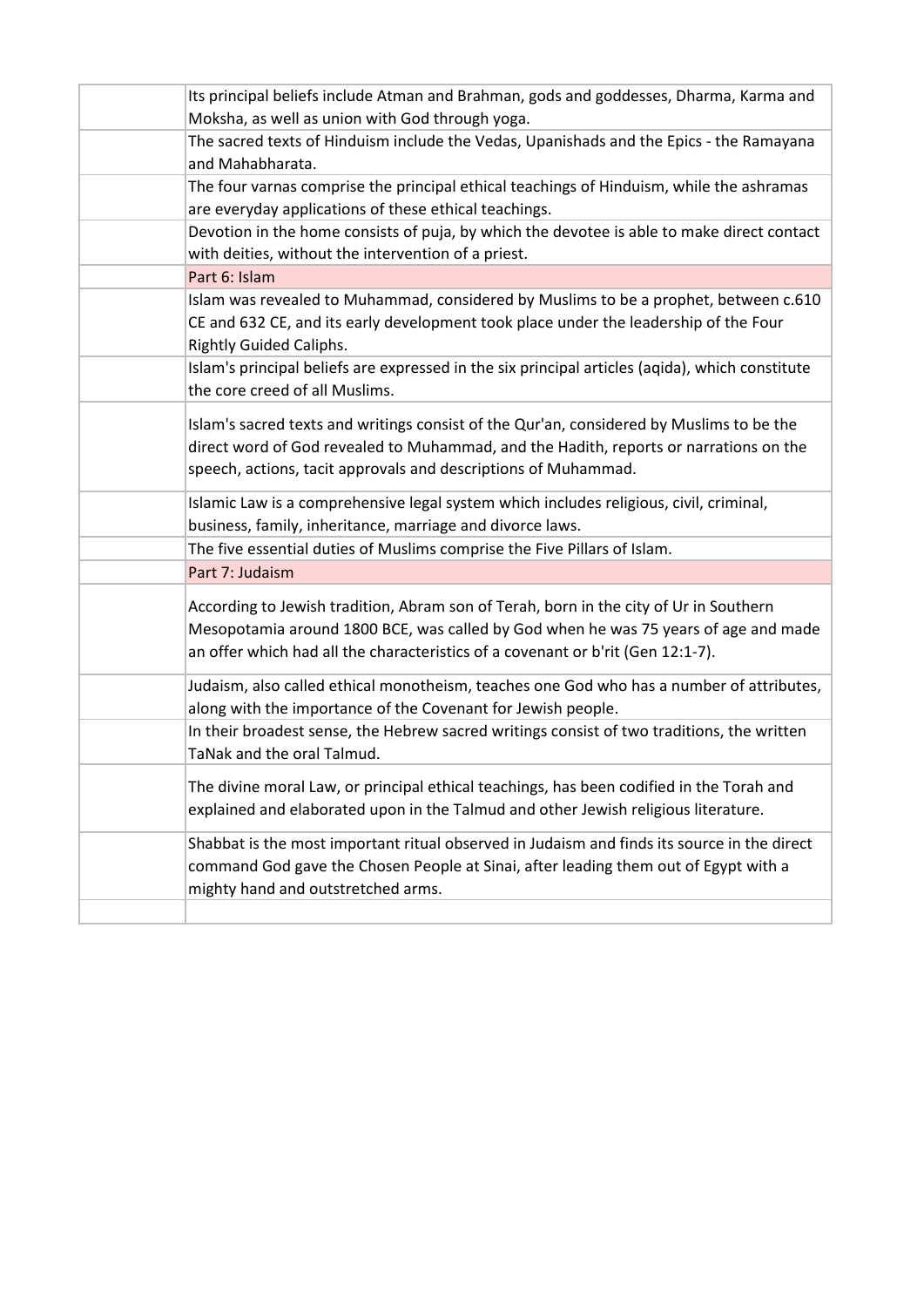| | |
|---|---|
| | Its principal beliefs include Atman and Brahman, gods and goddesses, Dharma, Karma and Moksha, as well as union with God through yoga. |
| | The sacred texts of Hinduism include the Vedas, Upanishads and the Epics - the Ramayana and Mahabharata. |
| | The four varnas comprise the principal ethical teachings of Hinduism, while the ashramas are everyday applications of these ethical teachings. |
| | Devotion in the home consists of puja, by which the devotee is able to make direct contact with deities, without the intervention of a priest. |
| | Part 6: Islam |
| | Islam was revealed to Muhammad, considered by Muslims to be a prophet, between c.610 CE and 632 CE, and its early development took place under the leadership of the Four Rightly Guided Caliphs. |
| | Islam's principal beliefs are expressed in the six principal articles (aqida), which constitute the core creed of all Muslims. |
| | Islam's sacred texts and writings consist of the Qur'an, considered by Muslims to be the direct word of God revealed to Muhammad, and the Hadith, reports or narrations on the speech, actions, tacit approvals and descriptions of Muhammad. |
| | Islamic Law is a comprehensive legal system which includes religious, civil, criminal, business, family, inheritance, marriage and divorce laws. |
| | The five essential duties of Muslims comprise the Five Pillars of Islam. |
| | Part 7: Judaism |
| | According to Jewish tradition, Abram son of Terah, born in the city of Ur in Southern Mesopotamia around 1800 BCE, was called by God when he was 75 years of age and made an offer which had all the characteristics of a covenant or b'rit (Gen 12:1-7). |
| | Judaism, also called ethical monotheism, teaches one God who has a number of attributes, along with the importance of the Covenant for Jewish people. |
| | In their broadest sense, the Hebrew sacred writings consist of two traditions, the written TaNak and the oral Talmud. |
| | The divine moral Law, or principal ethical teachings, has been codified in the Torah and explained and elaborated upon in the Talmud and other Jewish religious literature. |
| | Shabbat is the most important ritual observed in Judaism and finds its source in the direct command God gave the Chosen People at Sinai, after leading them out of Egypt with a mighty hand and outstretched arms. |
| | |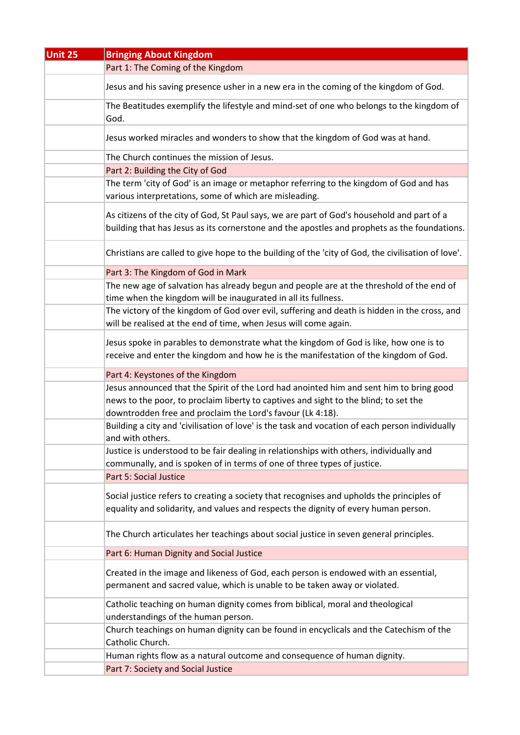| Unit 25 | Bringing About Kingdom |
| --- | --- |
| | Part 1: The Coming of the Kingdom |
| | Jesus and his saving presence usher in a new era in the coming of the kingdom of God. |
| | The Beatitudes exemplify the lifestyle and mind-set of one who belongs to the kingdom of God. |
| | Jesus worked miracles and wonders to show that the kingdom of God was at hand. |
| | The Church continues the mission of Jesus. |
| | Part 2: Building the City of God |
| | The term 'city of God' is an image or metaphor referring to the kingdom of God and has various interpretations, some of which are misleading. |
| | As citizens of the city of God, St Paul says, we are part of God's household and part of a building that has Jesus as its cornerstone and the apostles and prophets as the foundations. |
| | Christians are called to give hope to the building of the 'city of God, the civilisation of love'. |
| | Part 3: The Kingdom of God in Mark |
| | The new age of salvation has already begun and people are at the threshold of the end of time when the kingdom will be inaugurated in all its fullness. |
| | The victory of the kingdom of God over evil, suffering and death is hidden in the cross, and will be realised at the end of time, when Jesus will come again. |
| | Jesus spoke in parables to demonstrate what the kingdom of God is like, how one is to receive and enter the kingdom and how he is the manifestation of the kingdom of God. |
| | Part 4: Keystones of the Kingdom |
| | Jesus announced that the Spirit of the Lord had anointed him and sent him to bring good news to the poor, to proclaim liberty to captives and sight to the blind; to set the downtrodden free and proclaim the Lord's favour (Lk 4:18). |
| | Building a city and 'civilisation of love' is the task and vocation of each person individually and with others. |
| | Justice is understood to be fair dealing in relationships with others, individually and communally, and is spoken of in terms of one of three types of justice. |
| | Part 5: Social Justice |
| | Social justice refers to creating a society that recognises and upholds the principles of equality and solidarity, and values and respects the dignity of every human person. |
| | The Church articulates her teachings about social justice in seven general principles. |
| | Part 6: Human Dignity and Social Justice |
| | Created in the image and likeness of God, each person is endowed with an essential, permanent and sacred value, which is unable to be taken away or violated. |
| | Catholic teaching on human dignity comes from biblical, moral and theological understandings of the human person. |
| | Church teachings on human dignity can be found in encyclicals and the Catechism of the Catholic Church. |
| | Human rights flow as a natural outcome and consequence of human dignity. |
| | Part 7: Society and Social Justice |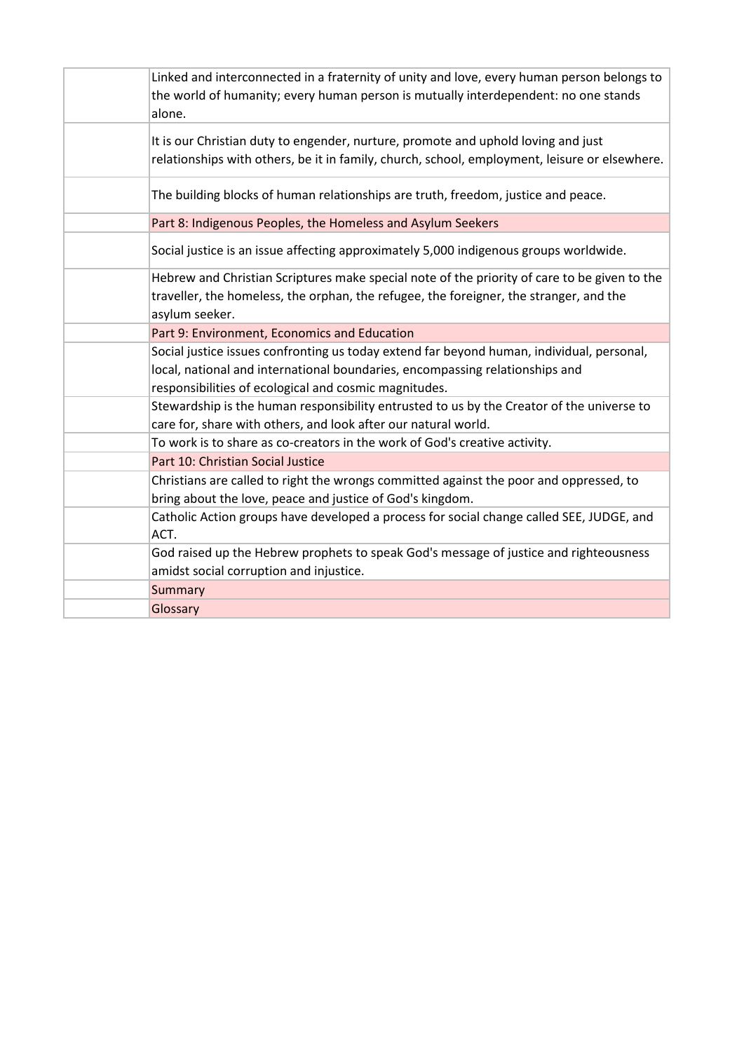| | |
|---|---|
| | Linked and interconnected in a fraternity of unity and love, every human person belongs to the world of humanity; every human person is mutually interdependent: no one stands alone. |
| | It is our Christian duty to engender, nurture, promote and uphold loving and just relationships with others, be it in family, church, school, employment, leisure or elsewhere. |
| | The building blocks of human relationships are truth, freedom, justice and peace. |
| | Part 8: Indigenous Peoples, the Homeless and Asylum Seekers |
| | Social justice is an issue affecting approximately 5,000 indigenous groups worldwide. |
| | Hebrew and Christian Scriptures make special note of the priority of care to be given to the traveller, the homeless, the orphan, the refugee, the foreigner, the stranger, and the asylum seeker. |
| | Part 9: Environment, Economics and Education |
| | Social justice issues confronting us today extend far beyond human, individual, personal, local, national and international boundaries, encompassing relationships and responsibilities of ecological and cosmic magnitudes. |
| | Stewardship is the human responsibility entrusted to us by the Creator of the universe to care for, share with others, and look after our natural world. |
| | To work is to share as co-creators in the work of God's creative activity. |
| | Part 10: Christian Social Justice |
| | Christians are called to right the wrongs committed against the poor and oppressed, to bring about the love, peace and justice of God's kingdom. |
| | Catholic Action groups have developed a process for social change called SEE, JUDGE, and ACT. |
| | God raised up the Hebrew prophets to speak God's message of justice and righteousness amidst social corruption and injustice. |
| | Summary |
| | Glossary |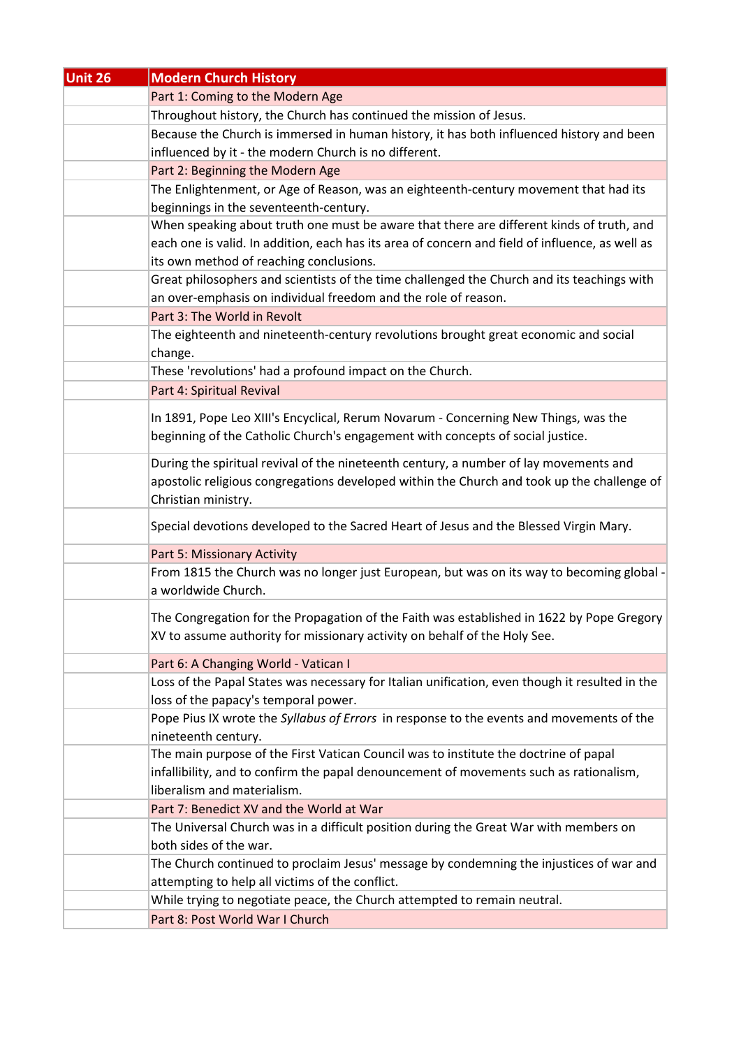| Unit 26 | Modern Church History |
|---|---|
| | Part 1: Coming to the Modern Age |
| | Throughout history, the Church has continued the mission of Jesus. |
| | Because the Church is immersed in human history, it has both influenced history and been influenced by it - the modern Church is no different. |
| | Part 2: Beginning the Modern Age |
| | The Enlightenment, or Age of Reason, was an eighteenth-century movement that had its beginnings in the seventeenth-century. |
| | When speaking about truth one must be aware that there are different kinds of truth, and each one is valid. In addition, each has its area of concern and field of influence, as well as its own method of reaching conclusions. |
| | Great philosophers and scientists of the time challenged the Church and its teachings with an over-emphasis on individual freedom and the role of reason. |
| | Part 3: The World in Revolt |
| | The eighteenth and nineteenth-century revolutions brought great economic and social change. |
| | These 'revolutions' had a profound impact on the Church. |
| | Part 4: Spiritual Revival |
| | In 1891, Pope Leo XIII's Encyclical, Rerum Novarum - Concerning New Things, was the beginning of the Catholic Church's engagement with concepts of social justice. |
| | During the spiritual revival of the nineteenth century, a number of lay movements and apostolic religious congregations developed within the Church and took up the challenge of Christian ministry. |
| | Special devotions developed to the Sacred Heart of Jesus and the Blessed Virgin Mary. |
| | Part 5: Missionary Activity |
| | From 1815 the Church was no longer just European, but was on its way to becoming global - a worldwide Church. |
| | The Congregation for the Propagation of the Faith was established in 1622 by Pope Gregory XV to assume authority for missionary activity on behalf of the Holy See. |
| | Part 6: A Changing World - Vatican I |
| | Loss of the Papal States was necessary for Italian unification, even though it resulted in the loss of the papacy's temporal power. |
| | Pope Pius IX wrote the *Syllabus of Errors* in response to the events and movements of the nineteenth century. |
| | The main purpose of the First Vatican Council was to institute the doctrine of papal infallibility, and to confirm the papal denouncement of movements such as rationalism, liberalism and materialism. |
| | Part 7: Benedict XV and the World at War |
| | The Universal Church was in a difficult position during the Great War with members on both sides of the war. |
| | The Church continued to proclaim Jesus' message by condemning the injustices of war and attempting to help all victims of the conflict. |
| | While trying to negotiate peace, the Church attempted to remain neutral. |
| | Part 8: Post World War I Church |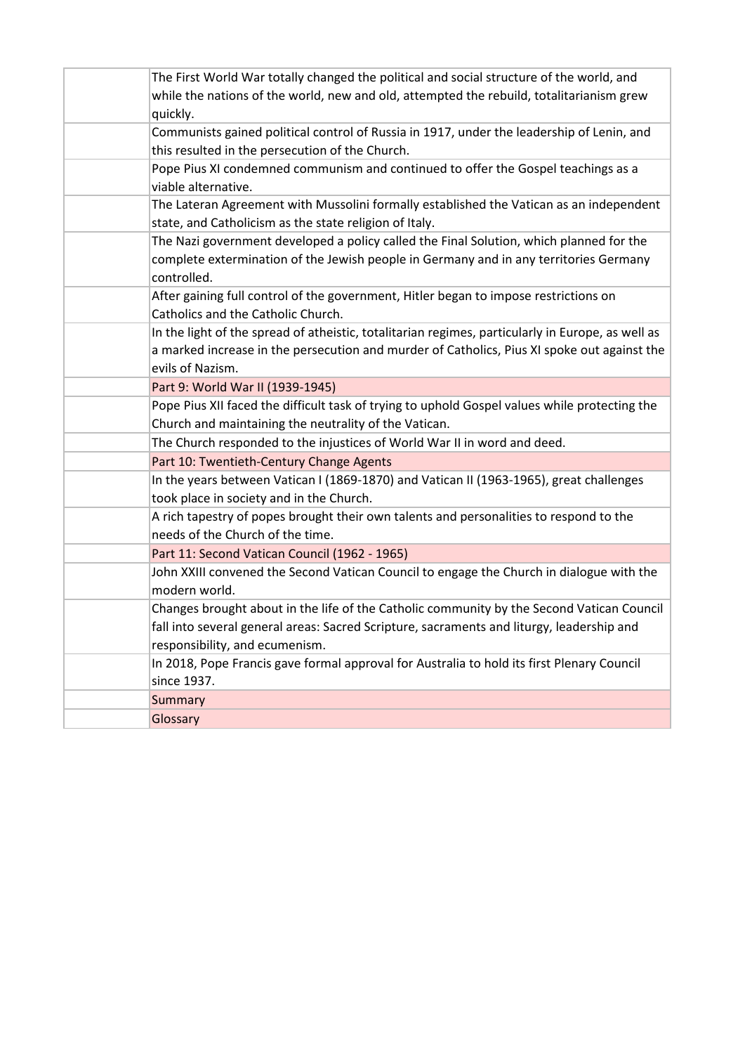| | |
|---|---|
| | The First World War totally changed the political and social structure of the world, and while the nations of the world, new and old, attempted the rebuild, totalitarianism grew quickly. |
| | Communists gained political control of Russia in 1917, under the leadership of Lenin, and this resulted in the persecution of the Church. |
| | Pope Pius XI condemned communism and continued to offer the Gospel teachings as a viable alternative. |
| | The Lateran Agreement with Mussolini formally established the Vatican as an independent state, and Catholicism as the state religion of Italy. |
| | The Nazi government developed a policy called the Final Solution, which planned for the complete extermination of the Jewish people in Germany and in any territories Germany controlled. |
| | After gaining full control of the government, Hitler began to impose restrictions on Catholics and the Catholic Church. |
| | In the light of the spread of atheistic, totalitarian regimes, particularly in Europe, as well as a marked increase in the persecution and murder of Catholics, Pius XI spoke out against the evils of Nazism. |
| | Part 9: World War II (1939-1945) |
| | Pope Pius XII faced the difficult task of trying to uphold Gospel values while protecting the Church and maintaining the neutrality of the Vatican. |
| | The Church responded to the injustices of World War II in word and deed. |
| | Part 10: Twentieth-Century Change Agents |
| | In the years between Vatican I (1869-1870) and Vatican II (1963-1965), great challenges took place in society and in the Church. |
| | A rich tapestry of popes brought their own talents and personalities to respond to the needs of the Church of the time. |
| | Part 11: Second Vatican Council (1962 - 1965) |
| | John XXIII convened the Second Vatican Council to engage the Church in dialogue with the modern world. |
| | Changes brought about in the life of the Catholic community by the Second Vatican Council fall into several general areas: Sacred Scripture, sacraments and liturgy, leadership and responsibility, and ecumenism. |
| | In 2018, Pope Francis gave formal approval for Australia to hold its first Plenary Council since 1937. |
| | Summary |
| | Glossary |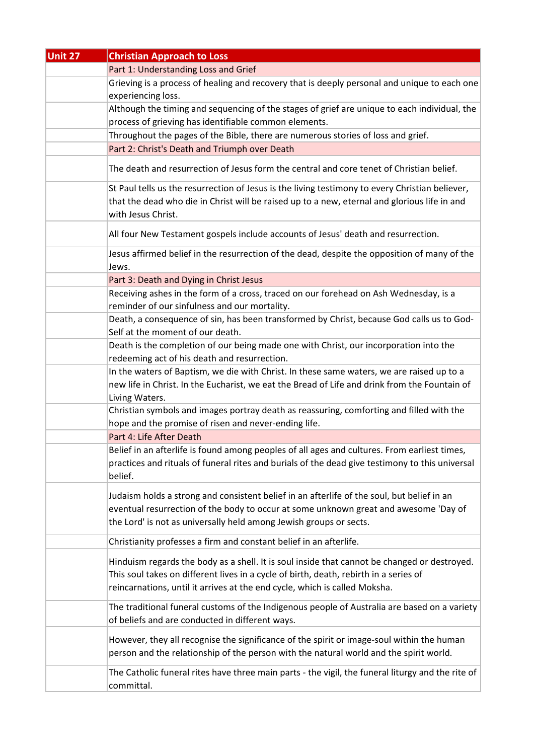| Unit 27 | Christian Approach to Loss |
| --- | --- |
| | Part 1: Understanding Loss and Grief |
| | Grieving is a process of healing and recovery that is deeply personal and unique to each one experiencing loss. |
| | Although the timing and sequencing of the stages of grief are unique to each individual, the process of grieving has identifiable common elements. |
| | Throughout the pages of the Bible, there are numerous stories of loss and grief. |
| | Part 2: Christ's Death and Triumph over Death |
| | The death and resurrection of Jesus form the central and core tenet of Christian belief. |
| | St Paul tells us the resurrection of Jesus is the living testimony to every Christian believer, that the dead who die in Christ will be raised up to a new, eternal and glorious life in and with Jesus Christ. |
| | All four New Testament gospels include accounts of Jesus' death and resurrection. |
| | Jesus affirmed belief in the resurrection of the dead, despite the opposition of many of the Jews. |
| | Part 3: Death and Dying in Christ Jesus |
| | Receiving ashes in the form of a cross, traced on our forehead on Ash Wednesday, is a reminder of our sinfulness and our mortality. |
| | Death, a consequence of sin, has been transformed by Christ, because God calls us to God-Self at the moment of our death. |
| | Death is the completion of our being made one with Christ, our incorporation into the redeeming act of his death and resurrection. |
| | In the waters of Baptism, we die with Christ. In these same waters, we are raised up to a new life in Christ. In the Eucharist, we eat the Bread of Life and drink from the Fountain of Living Waters. |
| | Christian symbols and images portray death as reassuring, comforting and filled with the hope and the promise of risen and never-ending life. |
| | Part 4: Life After Death |
| | Belief in an afterlife is found among peoples of all ages and cultures. From earliest times, practices and rituals of funeral rites and burials of the dead give testimony to this universal belief. |
| | Judaism holds a strong and consistent belief in an afterlife of the soul, but belief in an eventual resurrection of the body to occur at some unknown great and awesome 'Day of the Lord' is not as universally held among Jewish groups or sects. |
| | Christianity professes a firm and constant belief in an afterlife. |
| | Hinduism regards the body as a shell. It is soul inside that cannot be changed or destroyed. This soul takes on different lives in a cycle of birth, death, rebirth in a series of reincarnations, until it arrives at the end cycle, which is called Moksha. |
| | The traditional funeral customs of the Indigenous people of Australia are based on a variety of beliefs and are conducted in different ways. |
| | However, they all recognise the significance of the spirit or image-soul within the human person and the relationship of the person with the natural world and the spirit world. |
| | The Catholic funeral rites have three main parts - the vigil, the funeral liturgy and the rite of committal. |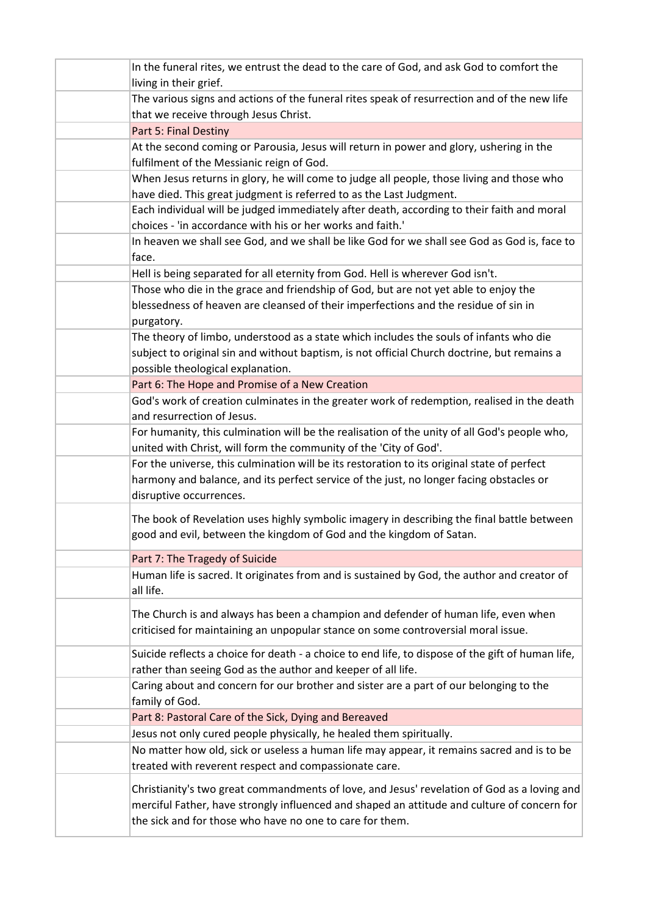| | |
|---|---|
| | In the funeral rites, we entrust the dead to the care of God, and ask God to comfort the living in their grief. |
| | The various signs and actions of the funeral rites speak of resurrection and of the new life that we receive through Jesus Christ. |
| | Part 5: Final Destiny |
| | At the second coming or Parousia, Jesus will return in power and glory, ushering in the fulfilment of the Messianic reign of God. |
| | When Jesus returns in glory, he will come to judge all people, those living and those who have died. This great judgment is referred to as the Last Judgment. |
| | Each individual will be judged immediately after death, according to their faith and moral choices - 'in accordance with his or her works and faith.' |
| | In heaven we shall see God, and we shall be like God for we shall see God as God is, face to face. |
| | Hell is being separated for all eternity from God. Hell is wherever God isn't. |
| | Those who die in the grace and friendship of God, but are not yet able to enjoy the blessedness of heaven are cleansed of their imperfections and the residue of sin in purgatory. |
| | The theory of limbo, understood as a state which includes the souls of infants who die subject to original sin and without baptism, is not official Church doctrine, but remains a possible theological explanation. |
| | Part 6: The Hope and Promise of a New Creation |
| | God's work of creation culminates in the greater work of redemption, realised in the death and resurrection of Jesus. |
| | For humanity, this culmination will be the realisation of the unity of all God's people who, united with Christ, will form the community of the 'City of God'. |
| | For the universe, this culmination will be its restoration to its original state of perfect harmony and balance, and its perfect service of the just, no longer facing obstacles or disruptive occurrences. |
| | The book of Revelation uses highly symbolic imagery in describing the final battle between good and evil, between the kingdom of God and the kingdom of Satan. |
| | Part 7: The Tragedy of Suicide |
| | Human life is sacred. It originates from and is sustained by God, the author and creator of all life. |
| | The Church is and always has been a champion and defender of human life, even when criticised for maintaining an unpopular stance on some controversial moral issue. |
| | Suicide reflects a choice for death - a choice to end life, to dispose of the gift of human life, rather than seeing God as the author and keeper of all life. |
| | Caring about and concern for our brother and sister are a part of our belonging to the family of God. |
| | Part 8: Pastoral Care of the Sick, Dying and Bereaved |
| | Jesus not only cured people physically, he healed them spiritually. |
| | No matter how old, sick or useless a human life may appear, it remains sacred and is to be treated with reverent respect and compassionate care. |
| | Christianity's two great commandments of love, and Jesus' revelation of God as a loving and merciful Father, have strongly influenced and shaped an attitude and culture of concern for the sick and for those who have no one to care for them. |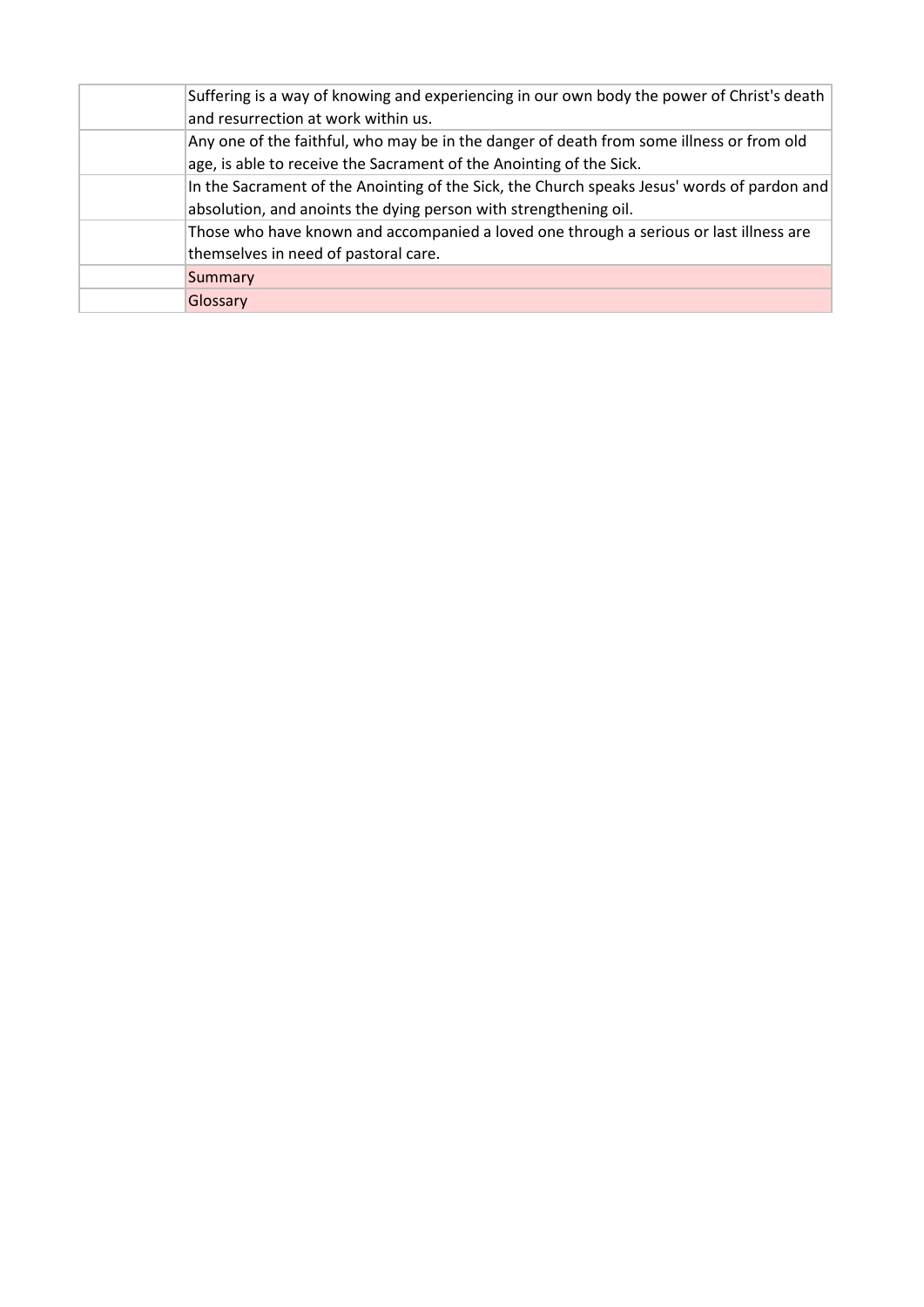|  |  |
|---|---|
|  | Suffering is a way of knowing and experiencing in our own body the power of Christ's death and resurrection at work within us. |
|  | Any one of the faithful, who may be in the danger of death from some illness or from old age, is able to receive the Sacrament of the Anointing of the Sick. |
|  | In the Sacrament of the Anointing of the Sick, the Church speaks Jesus' words of pardon and absolution, and anoints the dying person with strengthening oil. |
|  | Those who have known and accompanied a loved one through a serious or last illness are themselves in need of pastoral care. |
|  | Summary |
|  | Glossary |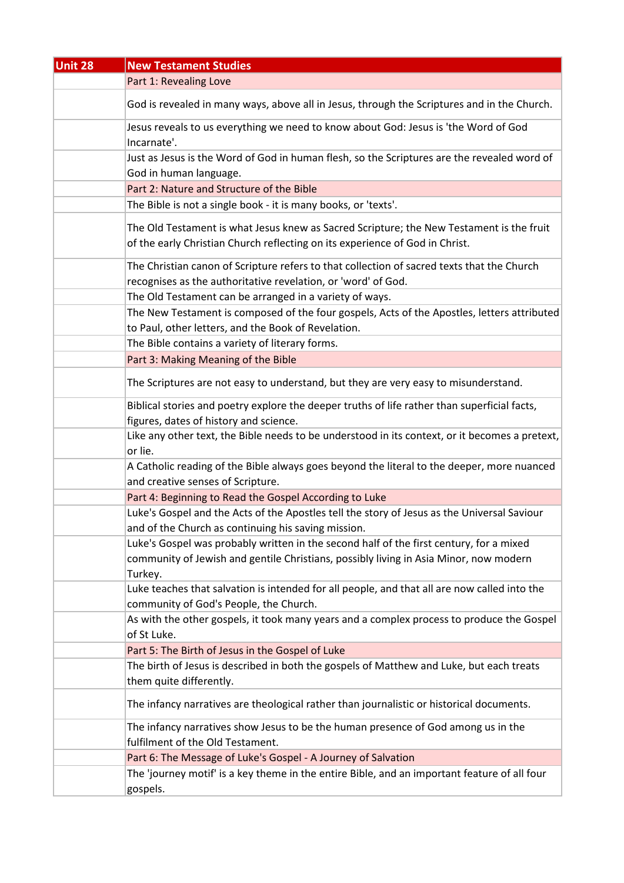| Unit 28 | New Testament Studies |
| --- | --- |
| | Part 1: Revealing Love |
| | God is revealed in many ways, above all in Jesus, through the Scriptures and in the Church. |
| | Jesus reveals to us everything we need to know about God: Jesus is 'the Word of God Incarnate'. |
| | Just as Jesus is the Word of God in human flesh, so the Scriptures are the revealed word of God in human language. |
| | Part 2: Nature and Structure of the Bible |
| | The Bible is not a single book - it is many books, or 'texts'. |
| | The Old Testament is what Jesus knew as Sacred Scripture; the New Testament is the fruit of the early Christian Church reflecting on its experience of God in Christ. |
| | The Christian canon of Scripture refers to that collection of sacred texts that the Church recognises as the authoritative revelation, or 'word' of God. |
| | The Old Testament can be arranged in a variety of ways. |
| | The New Testament is composed of the four gospels, Acts of the Apostles, letters attributed to Paul, other letters, and the Book of Revelation. |
| | The Bible contains a variety of literary forms. |
| | Part 3: Making Meaning of the Bible |
| | The Scriptures are not easy to understand, but they are very easy to misunderstand. |
| | Biblical stories and poetry explore the deeper truths of life rather than superficial facts, figures, dates of history and science. |
| | Like any other text, the Bible needs to be understood in its context, or it becomes a pretext, or lie. |
| | A Catholic reading of the Bible always goes beyond the literal to the deeper, more nuanced and creative senses of Scripture. |
| | Part 4: Beginning to Read the Gospel According to Luke |
| | Luke's Gospel and the Acts of the Apostles tell the story of Jesus as the Universal Saviour and of the Church as continuing his saving mission. |
| | Luke's Gospel was probably written in the second half of the first century, for a mixed community of Jewish and gentile Christians, possibly living in Asia Minor, now modern Turkey. |
| | Luke teaches that salvation is intended for all people, and that all are now called into the community of God's People, the Church. |
| | As with the other gospels, it took many years and a complex process to produce the Gospel of St Luke. |
| | Part 5: The Birth of Jesus in the Gospel of Luke |
| | The birth of Jesus is described in both the gospels of Matthew and Luke, but each treats them quite differently. |
| | The infancy narratives are theological rather than journalistic or historical documents. |
| | The infancy narratives show Jesus to be the human presence of God among us in the fulfilment of the Old Testament. |
| | Part 6: The Message of Luke's Gospel - A Journey of Salvation |
| | The 'journey motif' is a key theme in the entire Bible, and an important feature of all four gospels. |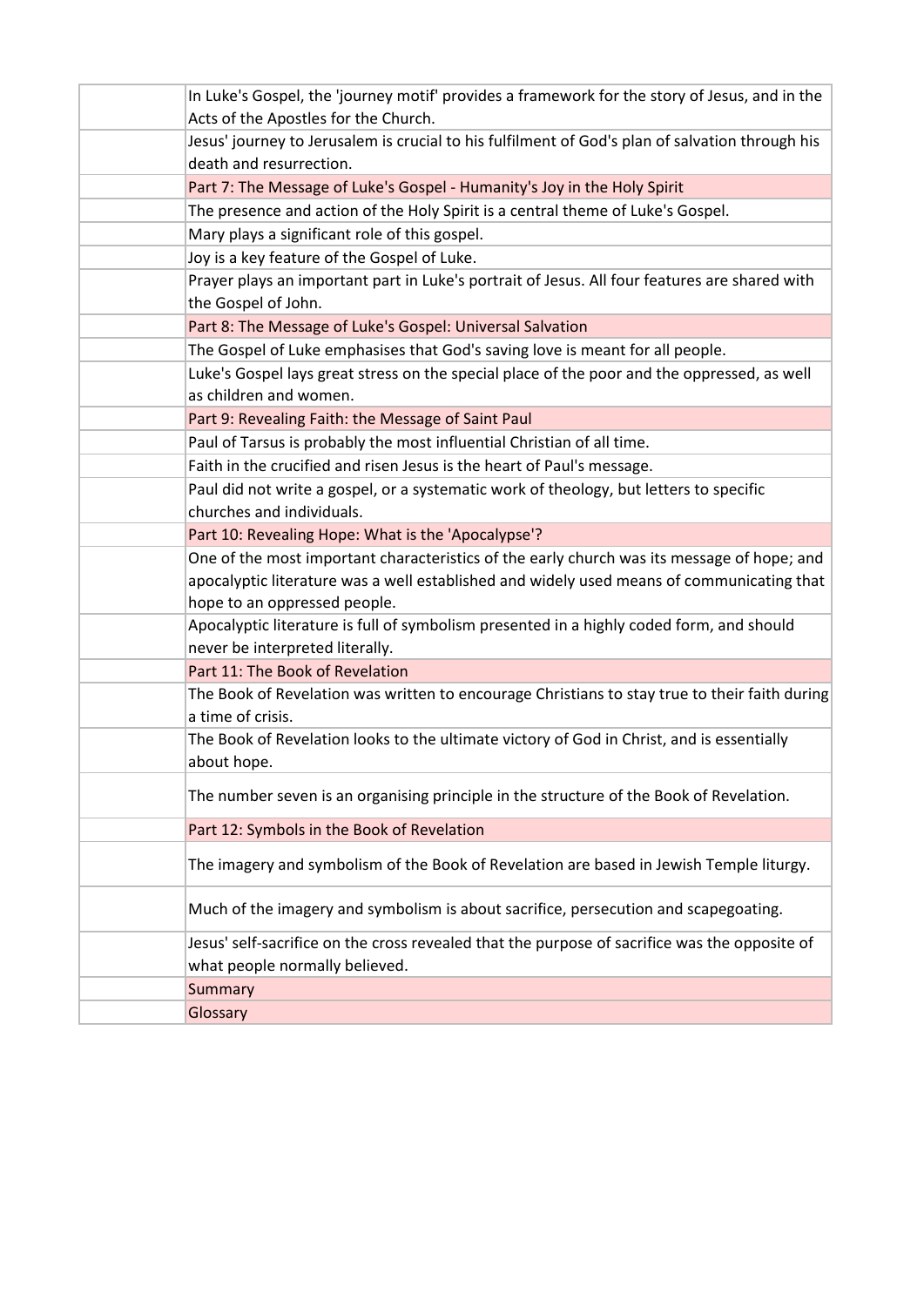| | |
|---|---|
| | In Luke's Gospel, the 'journey motif' provides a framework for the story of Jesus, and in the Acts of the Apostles for the Church. |
| | Jesus' journey to Jerusalem is crucial to his fulfilment of God's plan of salvation through his death and resurrection. |
| | Part 7: The Message of Luke's Gospel - Humanity's Joy in the Holy Spirit |
| | The presence and action of the Holy Spirit is a central theme of Luke's Gospel. |
| | Mary plays a significant role of this gospel. |
| | Joy is a key feature of the Gospel of Luke. |
| | Prayer plays an important part in Luke's portrait of Jesus. All four features are shared with the Gospel of John. |
| | Part 8: The Message of Luke's Gospel: Universal Salvation |
| | The Gospel of Luke emphasises that God's saving love is meant for all people. |
| | Luke's Gospel lays great stress on the special place of the poor and the oppressed, as well as children and women. |
| | Part 9: Revealing Faith: the Message of Saint Paul |
| | Paul of Tarsus is probably the most influential Christian of all time. |
| | Faith in the crucified and risen Jesus is the heart of Paul's message. |
| | Paul did not write a gospel, or a systematic work of theology, but letters to specific churches and individuals. |
| | Part 10: Revealing Hope: What is the 'Apocalypse'? |
| | One of the most important characteristics of the early church was its message of hope; and apocalyptic literature was a well established and widely used means of communicating that hope to an oppressed people. |
| | Apocalyptic literature is full of symbolism presented in a highly coded form, and should never be interpreted literally. |
| | Part 11: The Book of Revelation |
| | The Book of Revelation was written to encourage Christians to stay true to their faith during a time of crisis. |
| | The Book of Revelation looks to the ultimate victory of God in Christ, and is essentially about hope. |
| | The number seven is an organising principle in the structure of the Book of Revelation. |
| | Part 12: Symbols in the Book of Revelation |
| | The imagery and symbolism of the Book of Revelation are based in Jewish Temple liturgy. |
| | Much of the imagery and symbolism is about sacrifice, persecution and scapegoating. |
| | Jesus' self-sacrifice on the cross revealed that the purpose of sacrifice was the opposite of what people normally believed. |
| | Summary |
| | Glossary |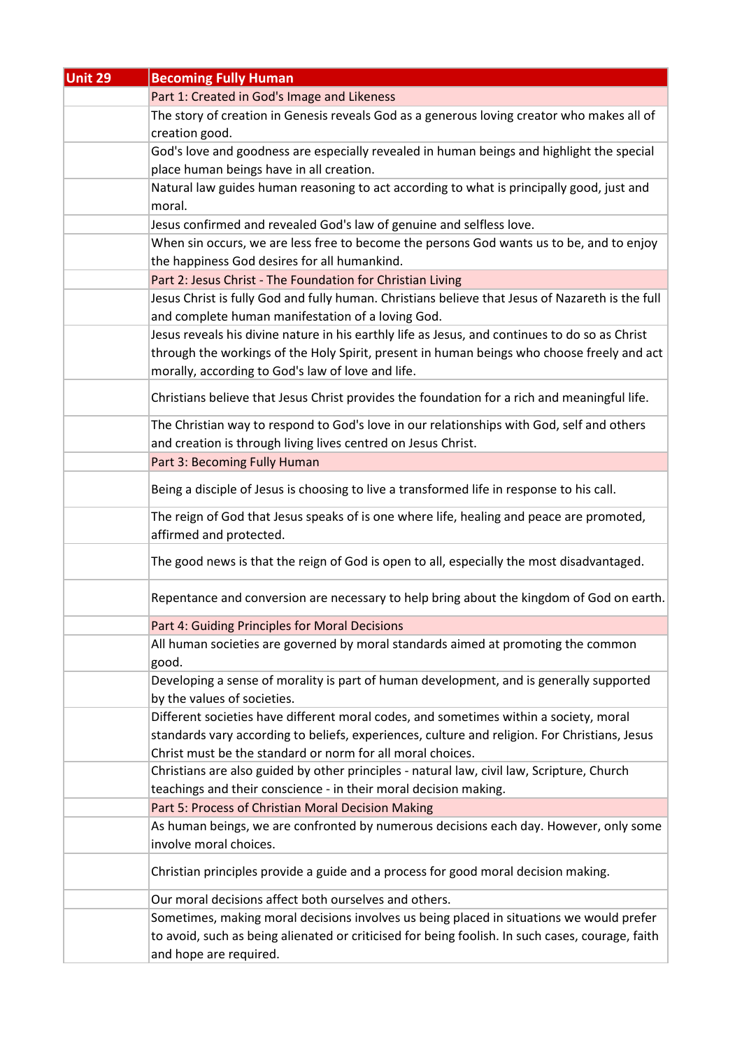| Unit 29 | Becoming Fully Human |
| --- | --- |
| | Part 1: Created in God's Image and Likeness |
| | The story of creation in Genesis reveals God as a generous loving creator who makes all of creation good. |
| | God's love and goodness are especially revealed in human beings and highlight the special place human beings have in all creation. |
| | Natural law guides human reasoning to act according to what is principally good, just and moral. |
| | Jesus confirmed and revealed God's law of genuine and selfless love. |
| | When sin occurs, we are less free to become the persons God wants us to be, and to enjoy the happiness God desires for all humankind. |
| | Part 2: Jesus Christ - The Foundation for Christian Living |
| | Jesus Christ is fully God and fully human. Christians believe that Jesus of Nazareth is the full and complete human manifestation of a loving God. |
| | Jesus reveals his divine nature in his earthly life as Jesus, and continues to do so as Christ through the workings of the Holy Spirit, present in human beings who choose freely and act morally, according to God's law of love and life. |
| | Christians believe that Jesus Christ provides the foundation for a rich and meaningful life. |
| | The Christian way to respond to God's love in our relationships with God, self and others and creation is through living lives centred on Jesus Christ. |
| | Part 3: Becoming Fully Human |
| | Being a disciple of Jesus is choosing to live a transformed life in response to his call. |
| | The reign of God that Jesus speaks of is one where life, healing and peace are promoted, affirmed and protected. |
| | The good news is that the reign of God is open to all, especially the most disadvantaged. |
| | Repentance and conversion are necessary to help bring about the kingdom of God on earth. |
| | Part 4: Guiding Principles for Moral Decisions |
| | All human societies are governed by moral standards aimed at promoting the common good. |
| | Developing a sense of morality is part of human development, and is generally supported by the values of societies. |
| | Different societies have different moral codes, and sometimes within a society, moral standards vary according to beliefs, experiences, culture and religion. For Christians, Jesus Christ must be the standard or norm for all moral choices. |
| | Christians are also guided by other principles - natural law, civil law, Scripture, Church teachings and their conscience - in their moral decision making. |
| | Part 5: Process of Christian Moral Decision Making |
| | As human beings, we are confronted by numerous decisions each day. However, only some involve moral choices. |
| | Christian principles provide a guide and a process for good moral decision making. |
| | Our moral decisions affect both ourselves and others. |
| | Sometimes, making moral decisions involves us being placed in situations we would prefer to avoid, such as being alienated or criticised for being foolish. In such cases, courage, faith and hope are required. |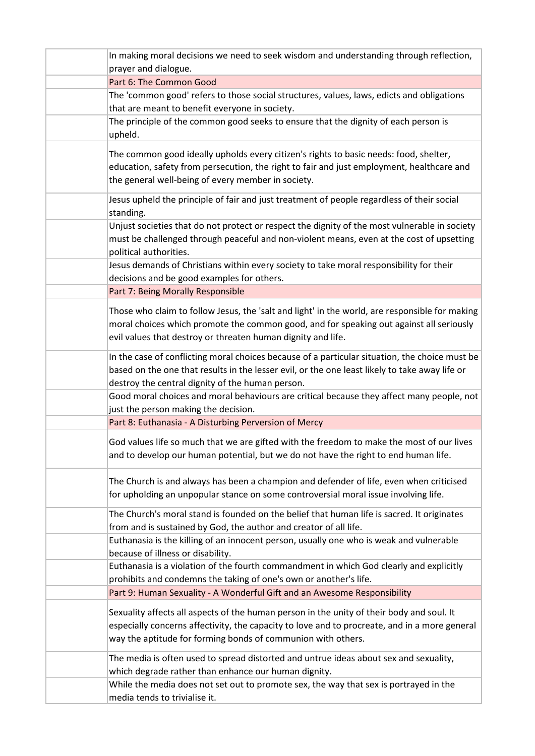| | |
|---|---|
| | In making moral decisions we need to seek wisdom and understanding through reflection, prayer and dialogue. |
| | Part 6: The Common Good |
| | The 'common good' refers to those social structures, values, laws, edicts and obligations that are meant to benefit everyone in society. |
| | The principle of the common good seeks to ensure that the dignity of each person is upheld. |
| | The common good ideally upholds every citizen's rights to basic needs: food, shelter, education, safety from persecution, the right to fair and just employment, healthcare and the general well-being of every member in society. |
| | Jesus upheld the principle of fair and just treatment of people regardless of their social standing. |
| | Unjust societies that do not protect or respect the dignity of the most vulnerable in society must be challenged through peaceful and non-violent means, even at the cost of upsetting political authorities. |
| | Jesus demands of Christians within every society to take moral responsibility for their decisions and be good examples for others. |
| | Part 7: Being Morally Responsible |
| | Those who claim to follow Jesus, the 'salt and light' in the world, are responsible for making moral choices which promote the common good, and for speaking out against all seriously evil values that destroy or threaten human dignity and life. |
| | In the case of conflicting moral choices because of a particular situation, the choice must be based on the one that results in the lesser evil, or the one least likely to take away life or destroy the central dignity of the human person. |
| | Good moral choices and moral behaviours are critical because they affect many people, not just the person making the decision. |
| | Part 8: Euthanasia - A Disturbing Perversion of Mercy |
| | God values life so much that we are gifted with the freedom to make the most of our lives and to develop our human potential, but we do not have the right to end human life. |
| | The Church is and always has been a champion and defender of life, even when criticised for upholding an unpopular stance on some controversial moral issue involving life. |
| | The Church's moral stand is founded on the belief that human life is sacred. It originates from and is sustained by God, the author and creator of all life. |
| | Euthanasia is the killing of an innocent person, usually one who is weak and vulnerable because of illness or disability. |
| | Euthanasia is a violation of the fourth commandment in which God clearly and explicitly prohibits and condemns the taking of one's own or another's life. |
| | Part 9: Human Sexuality - A Wonderful Gift and an Awesome Responsibility |
| | Sexuality affects all aspects of the human person in the unity of their body and soul. It especially concerns affectivity, the capacity to love and to procreate, and in a more general way the aptitude for forming bonds of communion with others. |
| | The media is often used to spread distorted and untrue ideas about sex and sexuality, which degrade rather than enhance our human dignity. |
| | While the media does not set out to promote sex, the way that sex is portrayed in the media tends to trivialise it. |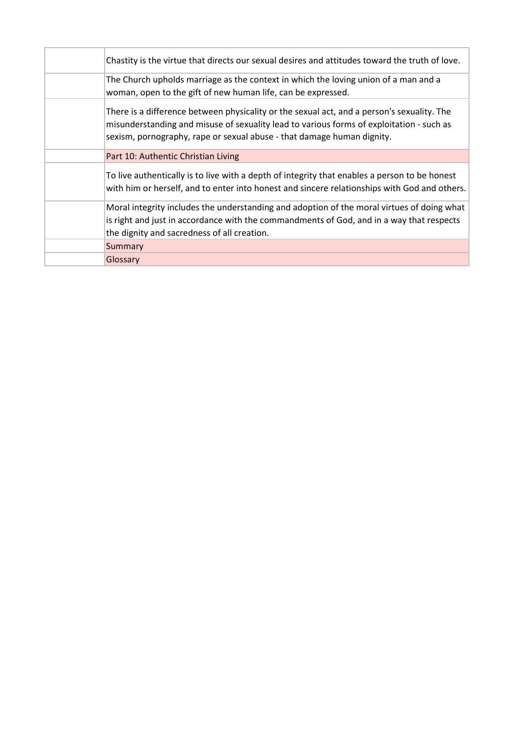| | |
|---|---|
| | Chastity is the virtue that directs our sexual desires and attitudes toward the truth of love. |
| | The Church upholds marriage as the context in which the loving union of a man and a woman, open to the gift of new human life, can be expressed. |
| | There is a difference between physicality or the sexual act, and a person's sexuality. The misunderstanding and misuse of sexuality lead to various forms of exploitation - such as sexism, pornography, rape or sexual abuse - that damage human dignity. |
| | Part 10: Authentic Christian Living |
| | To live authentically is to live with a depth of integrity that enables a person to be honest with him or herself, and to enter into honest and sincere relationships with God and others. |
| | Moral integrity includes the understanding and adoption of the moral virtues of doing what is right and just in accordance with the commandments of God, and in a way that respects the dignity and sacredness of all creation. |
| | Summary |
| | Glossary |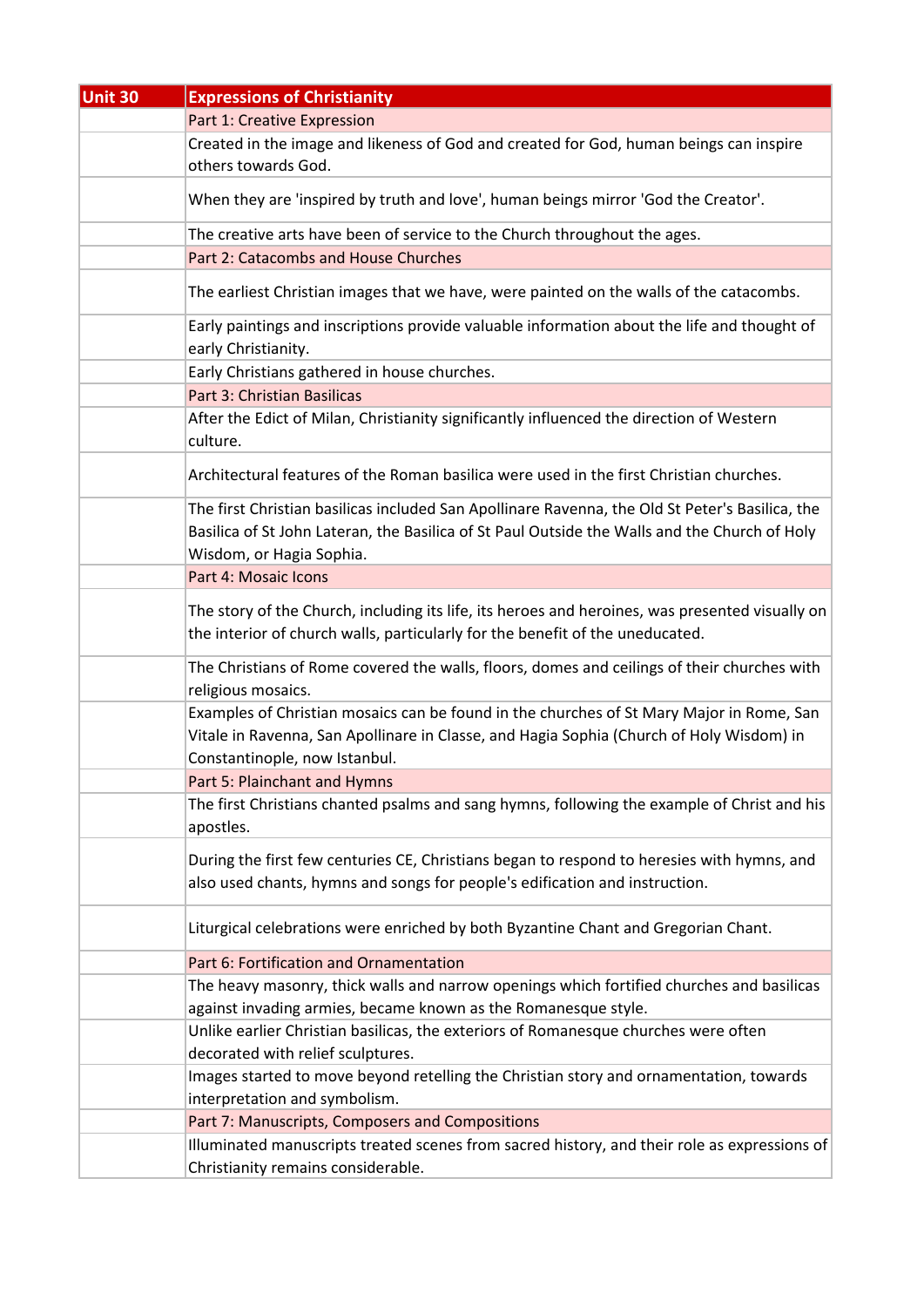| Unit 30 | Expressions of Christianity |
| --- | --- |
| | Part 1: Creative Expression |
| | Created in the image and likeness of God and created for God, human beings can inspire others towards God. |
| | When they are 'inspired by truth and love', human beings mirror 'God the Creator'. |
| | The creative arts have been of service to the Church throughout the ages. |
| | Part 2: Catacombs and House Churches |
| | The earliest Christian images that we have, were painted on the walls of the catacombs. |
| | Early paintings and inscriptions provide valuable information about the life and thought of early Christianity. |
| | Early Christians gathered in house churches. |
| | Part 3: Christian Basilicas |
| | After the Edict of Milan, Christianity significantly influenced the direction of Western culture. |
| | Architectural features of the Roman basilica were used in the first Christian churches. |
| | The first Christian basilicas included San Apollinare Ravenna, the Old St Peter's Basilica, the Basilica of St John Lateran, the Basilica of St Paul Outside the Walls and the Church of Holy Wisdom, or Hagia Sophia. |
| | Part 4: Mosaic Icons |
| | The story of the Church, including its life, its heroes and heroines, was presented visually on the interior of church walls, particularly for the benefit of the uneducated. |
| | The Christians of Rome covered the walls, floors, domes and ceilings of their churches with religious mosaics. |
| | Examples of Christian mosaics can be found in the churches of St Mary Major in Rome, San Vitale in Ravenna, San Apollinare in Classe, and Hagia Sophia (Church of Holy Wisdom) in Constantinople, now Istanbul. |
| | Part 5: Plainchant and Hymns |
| | The first Christians chanted psalms and sang hymns, following the example of Christ and his apostles. |
| | During the first few centuries CE, Christians began to respond to heresies with hymns, and also used chants, hymns and songs for people's edification and instruction. |
| | Liturgical celebrations were enriched by both Byzantine Chant and Gregorian Chant. |
| | Part 6: Fortification and Ornamentation |
| | The heavy masonry, thick walls and narrow openings which fortified churches and basilicas against invading armies, became known as the Romanesque style. |
| | Unlike earlier Christian basilicas, the exteriors of Romanesque churches were often decorated with relief sculptures. |
| | Images started to move beyond retelling the Christian story and ornamentation, towards interpretation and symbolism. |
| | Part 7: Manuscripts, Composers and Compositions |
| | Illuminated manuscripts treated scenes from sacred history, and their role as expressions of Christianity remains considerable. |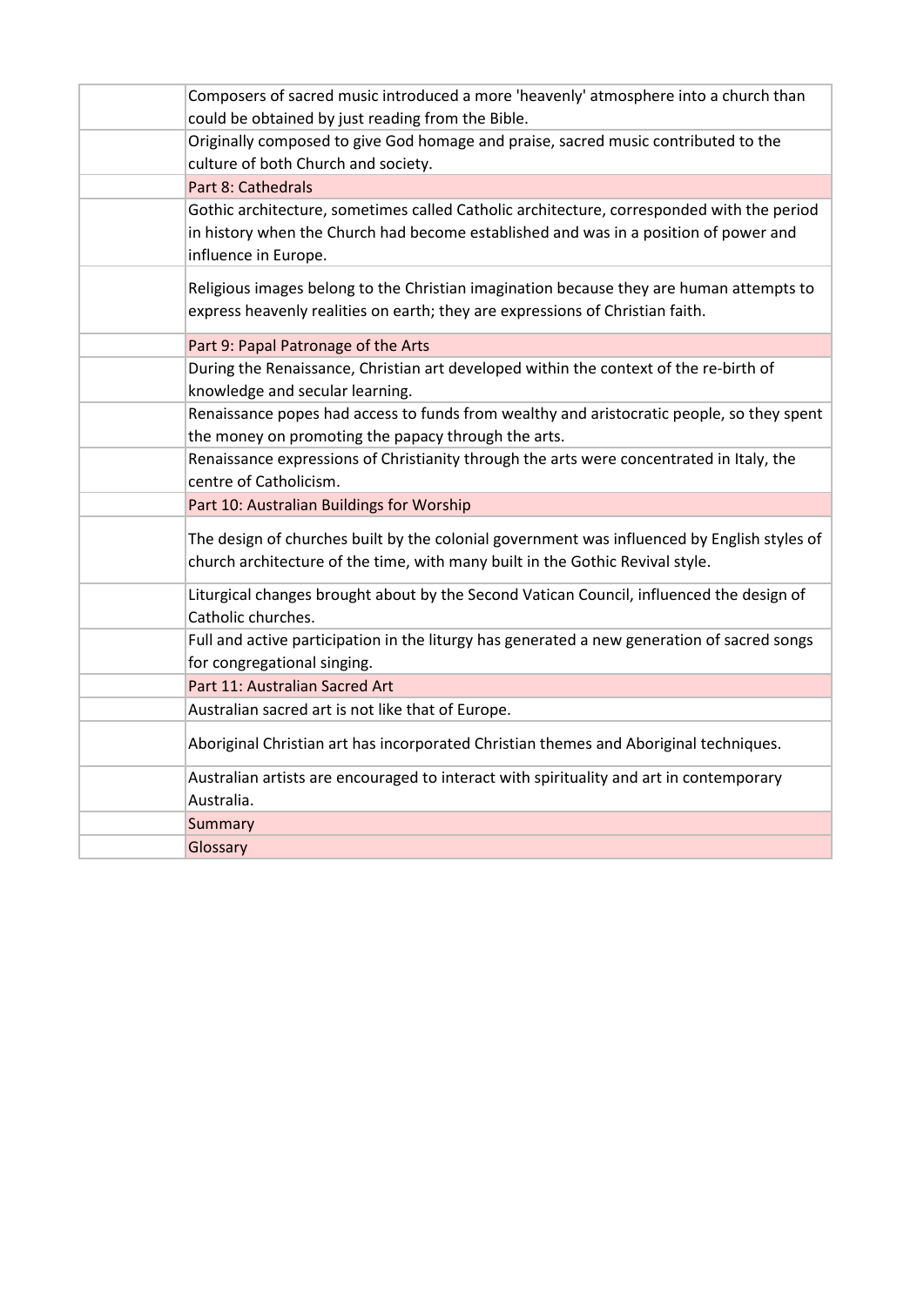|  |  |
| --- | --- |
|  | Composers of sacred music introduced a more 'heavenly' atmosphere into a church than could be obtained by just reading from the Bible. |
|  | Originally composed to give God homage and praise, sacred music contributed to the culture of both Church and society. |
|  | Part 8: Cathedrals |
|  | Gothic architecture, sometimes called Catholic architecture, corresponded with the period in history when the Church had become established and was in a position of power and influence in Europe. |
|  | Religious images belong to the Christian imagination because they are human attempts to express heavenly realities on earth; they are expressions of Christian faith. |
|  | Part 9: Papal Patronage of the Arts |
|  | During the Renaissance, Christian art developed within the context of the re-birth of knowledge and secular learning. |
|  | Renaissance popes had access to funds from wealthy and aristocratic people, so they spent the money on promoting the papacy through the arts. |
|  | Renaissance expressions of Christianity through the arts were concentrated in Italy, the centre of Catholicism. |
|  | Part 10: Australian Buildings for Worship |
|  | The design of churches built by the colonial government was influenced by English styles of church architecture of the time, with many built in the Gothic Revival style. |
|  | Liturgical changes brought about by the Second Vatican Council, influenced the design of Catholic churches. |
|  | Full and active participation in the liturgy has generated a new generation of sacred songs for congregational singing. |
|  | Part 11: Australian Sacred Art |
|  | Australian sacred art is not like that of Europe. |
|  | Aboriginal Christian art has incorporated Christian themes and Aboriginal techniques. |
|  | Australian artists are encouraged to interact with spirituality and art in contemporary Australia. |
|  | Summary |
|  | Glossary |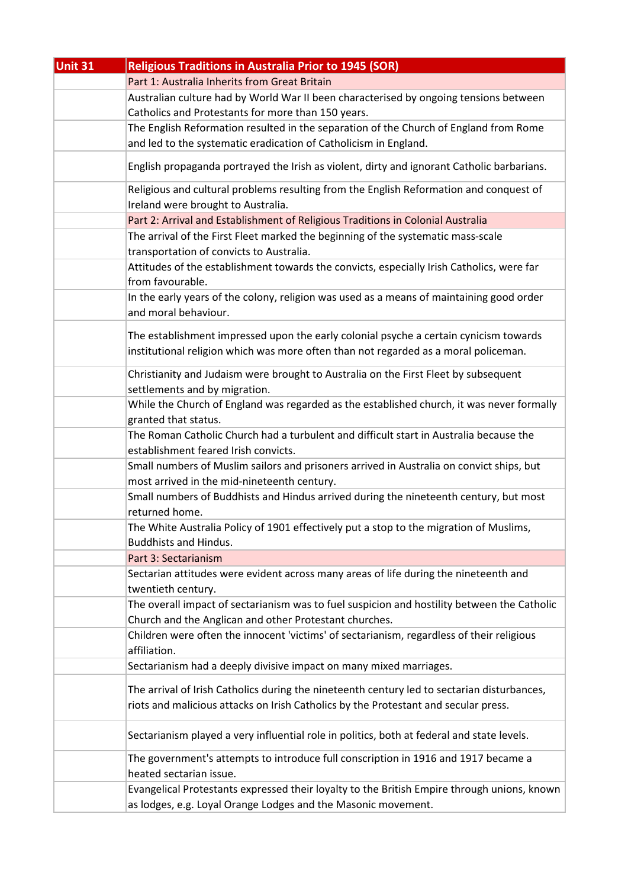| Unit 31 | Religious Traditions in Australia Prior to 1945 (SOR) |
|---|---|
| | Part 1: Australia Inherits from Great Britain |
| | Australian culture had by World War II been characterised by ongoing tensions between Catholics and Protestants for more than 150 years. |
| | The English Reformation resulted in the separation of the Church of England from Rome and led to the systematic eradication of Catholicism in England. |
| | English propaganda portrayed the Irish as violent, dirty and ignorant Catholic barbarians. |
| | Religious and cultural problems resulting from the English Reformation and conquest of Ireland were brought to Australia. |
| | Part 2: Arrival and Establishment of Religious Traditions in Colonial Australia |
| | The arrival of the First Fleet marked the beginning of the systematic mass-scale transportation of convicts to Australia. |
| | Attitudes of the establishment towards the convicts, especially Irish Catholics, were far from favourable. |
| | In the early years of the colony, religion was used as a means of maintaining good order and moral behaviour. |
| | The establishment impressed upon the early colonial psyche a certain cynicism towards institutional religion which was more often than not regarded as a moral policeman. |
| | Christianity and Judaism were brought to Australia on the First Fleet by subsequent settlements and by migration. |
| | While the Church of England was regarded as the established church, it was never formally granted that status. |
| | The Roman Catholic Church had a turbulent and difficult start in Australia because the establishment feared Irish convicts. |
| | Small numbers of Muslim sailors and prisoners arrived in Australia on convict ships, but most arrived in the mid-nineteenth century. |
| | Small numbers of Buddhists and Hindus arrived during the nineteenth century, but most returned home. |
| | The White Australia Policy of 1901 effectively put a stop to the migration of Muslims, Buddhists and Hindus. |
| | Part 3: Sectarianism |
| | Sectarian attitudes were evident across many areas of life during the nineteenth and twentieth century. |
| | The overall impact of sectarianism was to fuel suspicion and hostility between the Catholic Church and the Anglican and other Protestant churches. |
| | Children were often the innocent 'victims' of sectarianism, regardless of their religious affiliation. |
| | Sectarianism had a deeply divisive impact on many mixed marriages. |
| | The arrival of Irish Catholics during the nineteenth century led to sectarian disturbances, riots and malicious attacks on Irish Catholics by the Protestant and secular press. |
| | Sectarianism played a very influential role in politics, both at federal and state levels. |
| | The government's attempts to introduce full conscription in 1916 and 1917 became a heated sectarian issue. |
| | Evangelical Protestants expressed their loyalty to the British Empire through unions, known as lodges, e.g. Loyal Orange Lodges and the Masonic movement. |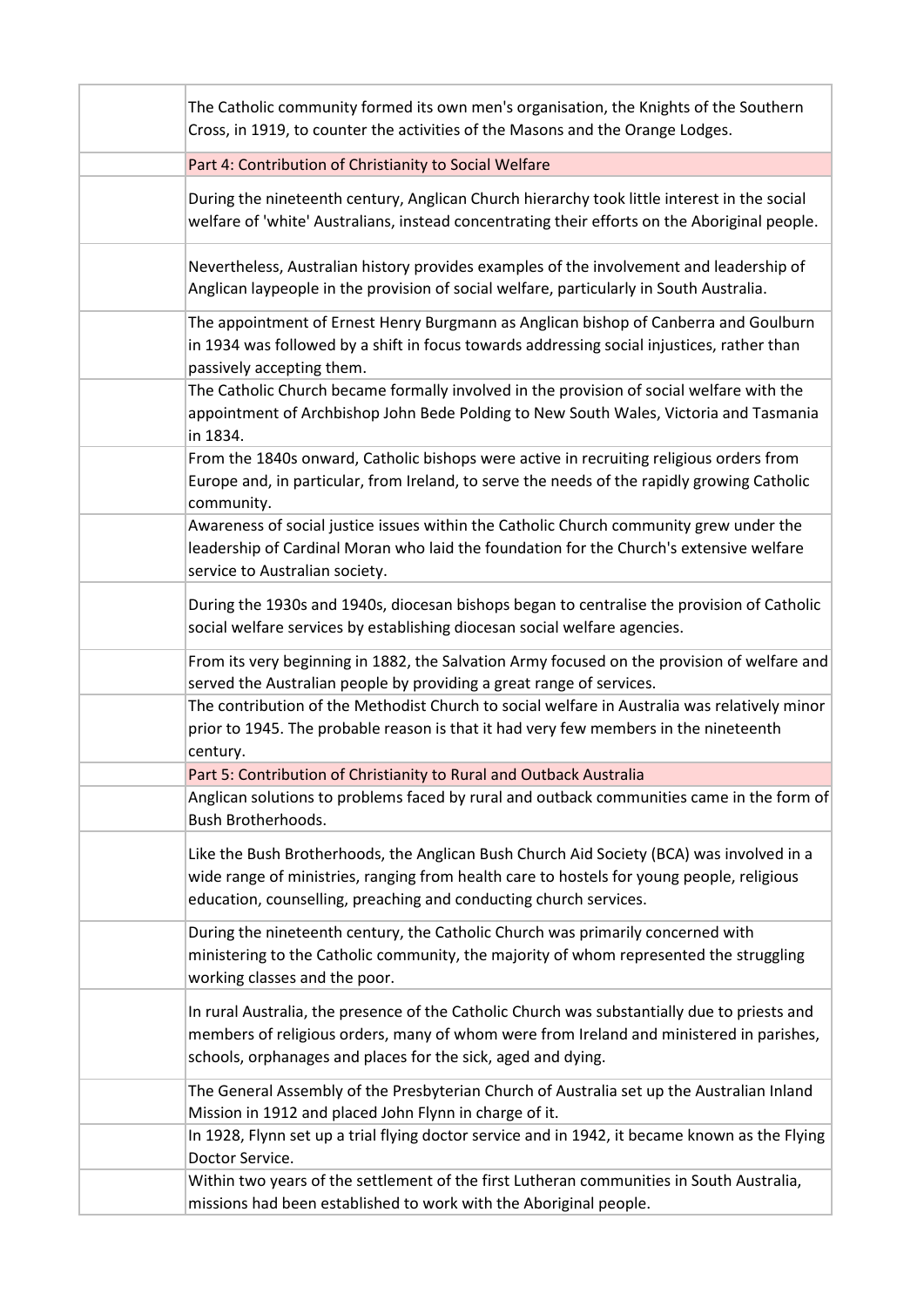| | |
|---|---|
| | The Catholic community formed its own men's organisation, the Knights of the Southern Cross, in 1919, to counter the activities of the Masons and the Orange Lodges. |
| | Part 4: Contribution of Christianity to Social Welfare |
| | During the nineteenth century, Anglican Church hierarchy took little interest in the social welfare of 'white' Australians, instead concentrating their efforts on the Aboriginal people. |
| | Nevertheless, Australian history provides examples of the involvement and leadership of Anglican laypeople in the provision of social welfare, particularly in South Australia. |
| | The appointment of Ernest Henry Burgmann as Anglican bishop of Canberra and Goulburn in 1934 was followed by a shift in focus towards addressing social injustices, rather than passively accepting them. |
| | The Catholic Church became formally involved in the provision of social welfare with the appointment of Archbishop John Bede Polding to New South Wales, Victoria and Tasmania in 1834. |
| | From the 1840s onward, Catholic bishops were active in recruiting religious orders from Europe and, in particular, from Ireland, to serve the needs of the rapidly growing Catholic community. |
| | Awareness of social justice issues within the Catholic Church community grew under the leadership of Cardinal Moran who laid the foundation for the Church's extensive welfare service to Australian society. |
| | During the 1930s and 1940s, diocesan bishops began to centralise the provision of Catholic social welfare services by establishing diocesan social welfare agencies. |
| | From its very beginning in 1882, the Salvation Army focused on the provision of welfare and served the Australian people by providing a great range of services. |
| | The contribution of the Methodist Church to social welfare in Australia was relatively minor prior to 1945. The probable reason is that it had very few members in the nineteenth century. |
| | Part 5: Contribution of Christianity to Rural and Outback Australia |
| | Anglican solutions to problems faced by rural and outback communities came in the form of Bush Brotherhoods. |
| | Like the Bush Brotherhoods, the Anglican Bush Church Aid Society (BCA) was involved in a wide range of ministries, ranging from health care to hostels for young people, religious education, counselling, preaching and conducting church services. |
| | During the nineteenth century, the Catholic Church was primarily concerned with ministering to the Catholic community, the majority of whom represented the struggling working classes and the poor. |
| | In rural Australia, the presence of the Catholic Church was substantially due to priests and members of religious orders, many of whom were from Ireland and ministered in parishes, schools, orphanages and places for the sick, aged and dying. |
| | The General Assembly of the Presbyterian Church of Australia set up the Australian Inland Mission in 1912 and placed John Flynn in charge of it. |
| | In 1928, Flynn set up a trial flying doctor service and in 1942, it became known as the Flying Doctor Service. |
| | Within two years of the settlement of the first Lutheran communities in South Australia, missions had been established to work with the Aboriginal people. |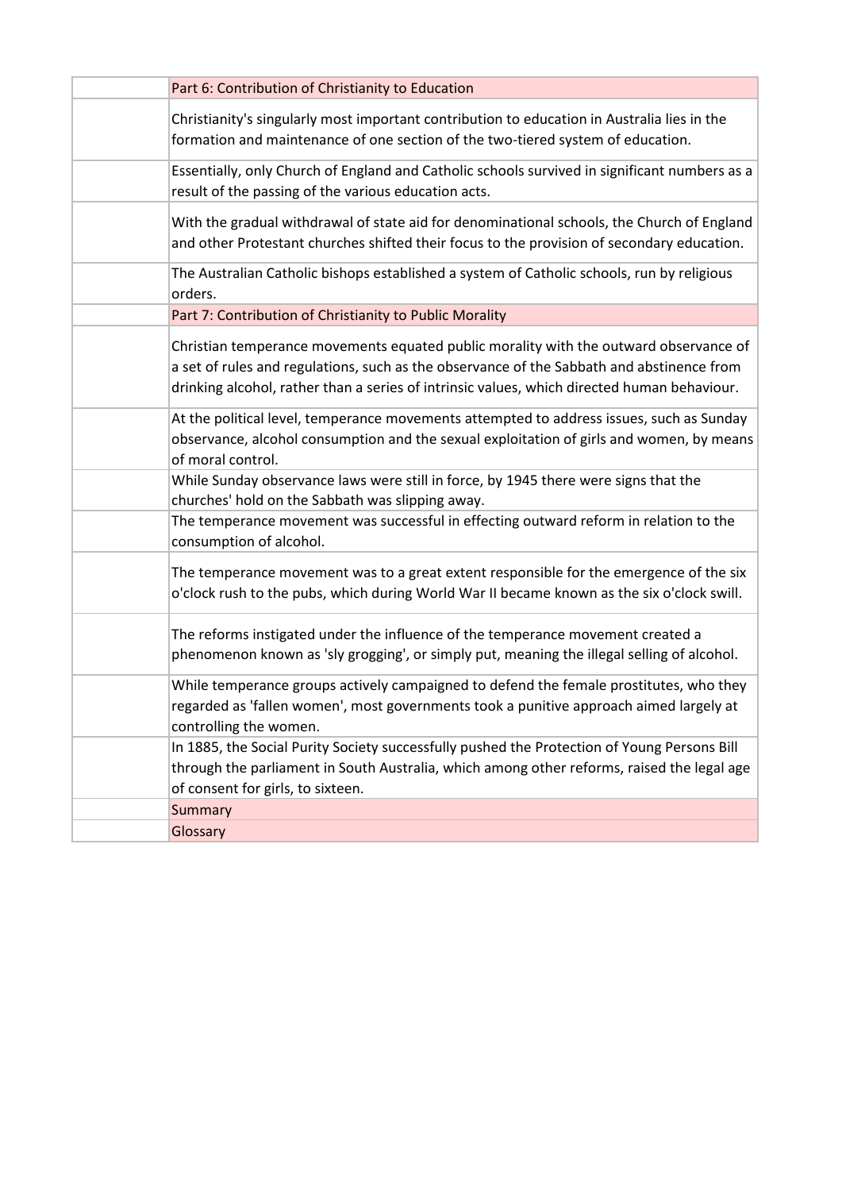| | Part 6: Contribution of Christianity to Education |
|---|---|
| | Christianity's singularly most important contribution to education in Australia lies in the formation and maintenance of one section of the two-tiered system of education. |
| | Essentially, only Church of England and Catholic schools survived in significant numbers as a result of the passing of the various education acts. |
| | With the gradual withdrawal of state aid for denominational schools, the Church of England and other Protestant churches shifted their focus to the provision of secondary education. |
| | The Australian Catholic bishops established a system of Catholic schools, run by religious orders. |
| | Part 7: Contribution of Christianity to Public Morality |
| | Christian temperance movements equated public morality with the outward observance of a set of rules and regulations, such as the observance of the Sabbath and abstinence from drinking alcohol, rather than a series of intrinsic values, which directed human behaviour. |
| | At the political level, temperance movements attempted to address issues, such as Sunday observance, alcohol consumption and the sexual exploitation of girls and women, by means of moral control. |
| | While Sunday observance laws were still in force, by 1945 there were signs that the churches' hold on the Sabbath was slipping away. |
| | The temperance movement was successful in effecting outward reform in relation to the consumption of alcohol. |
| | The temperance movement was to a great extent responsible for the emergence of the six o'clock rush to the pubs, which during World War II became known as the six o'clock swill. |
| | The reforms instigated under the influence of the temperance movement created a phenomenon known as 'sly grogging', or simply put, meaning the illegal selling of alcohol. |
| | While temperance groups actively campaigned to defend the female prostitutes, who they regarded as 'fallen women', most governments took a punitive approach aimed largely at controlling the women. |
| | In 1885, the Social Purity Society successfully pushed the Protection of Young Persons Bill through the parliament in South Australia, which among other reforms, raised the legal age of consent for girls, to sixteen. |
| | Summary |
| | Glossary |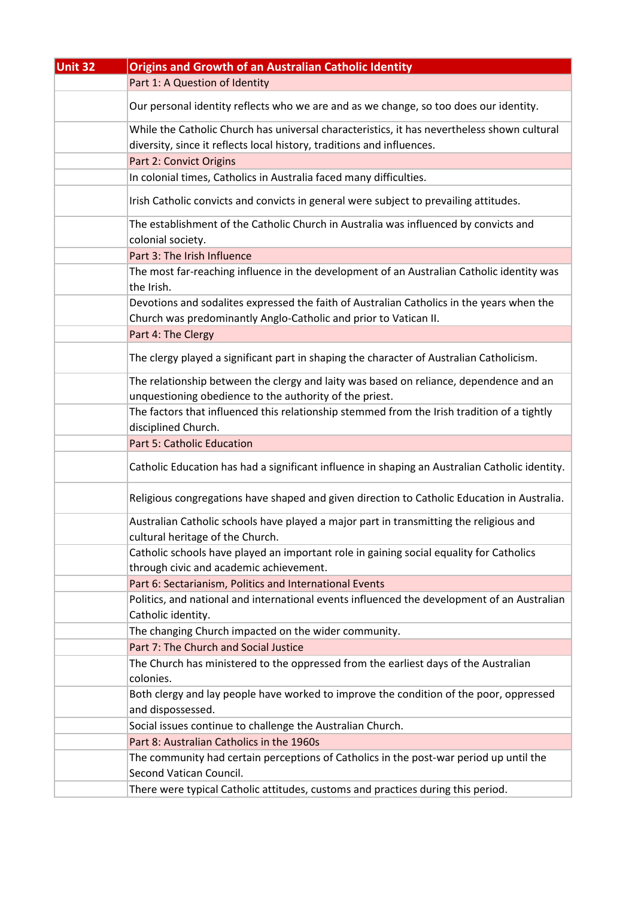| Unit 32 | Origins and Growth of an Australian Catholic Identity |
|---|---|
| | Part 1: A Question of Identity |
| | Our personal identity reflects who we are and as we change, so too does our identity. |
| | While the Catholic Church has universal characteristics, it has nevertheless shown cultural diversity, since it reflects local history, traditions and influences. |
| | Part 2: Convict Origins |
| | In colonial times, Catholics in Australia faced many difficulties. |
| | Irish Catholic convicts and convicts in general were subject to prevailing attitudes. |
| | The establishment of the Catholic Church in Australia was influenced by convicts and colonial society. |
| | Part 3: The Irish Influence |
| | The most far-reaching influence in the development of an Australian Catholic identity was the Irish. |
| | Devotions and sodalites expressed the faith of Australian Catholics in the years when the Church was predominantly Anglo-Catholic and prior to Vatican II. |
| | Part 4: The Clergy |
| | The clergy played a significant part in shaping the character of Australian Catholicism. |
| | The relationship between the clergy and laity was based on reliance, dependence and an unquestioning obedience to the authority of the priest. |
| | The factors that influenced this relationship stemmed from the Irish tradition of a tightly disciplined Church. |
| | Part 5: Catholic Education |
| | Catholic Education has had a significant influence in shaping an Australian Catholic identity. |
| | Religious congregations have shaped and given direction to Catholic Education in Australia. |
| | Australian Catholic schools have played a major part in transmitting the religious and cultural heritage of the Church. |
| | Catholic schools have played an important role in gaining social equality for Catholics through civic and academic achievement. |
| | Part 6: Sectarianism, Politics and International Events |
| | Politics, and national and international events influenced the development of an Australian Catholic identity. |
| | The changing Church impacted on the wider community. |
| | Part 7: The Church and Social Justice |
| | The Church has ministered to the oppressed from the earliest days of the Australian colonies. |
| | Both clergy and lay people have worked to improve the condition of the poor, oppressed and dispossessed. |
| | Social issues continue to challenge the Australian Church. |
| | Part 8: Australian Catholics in the 1960s |
| | The community had certain perceptions of Catholics in the post-war period up until the Second Vatican Council. |
| | There were typical Catholic attitudes, customs and practices during this period. |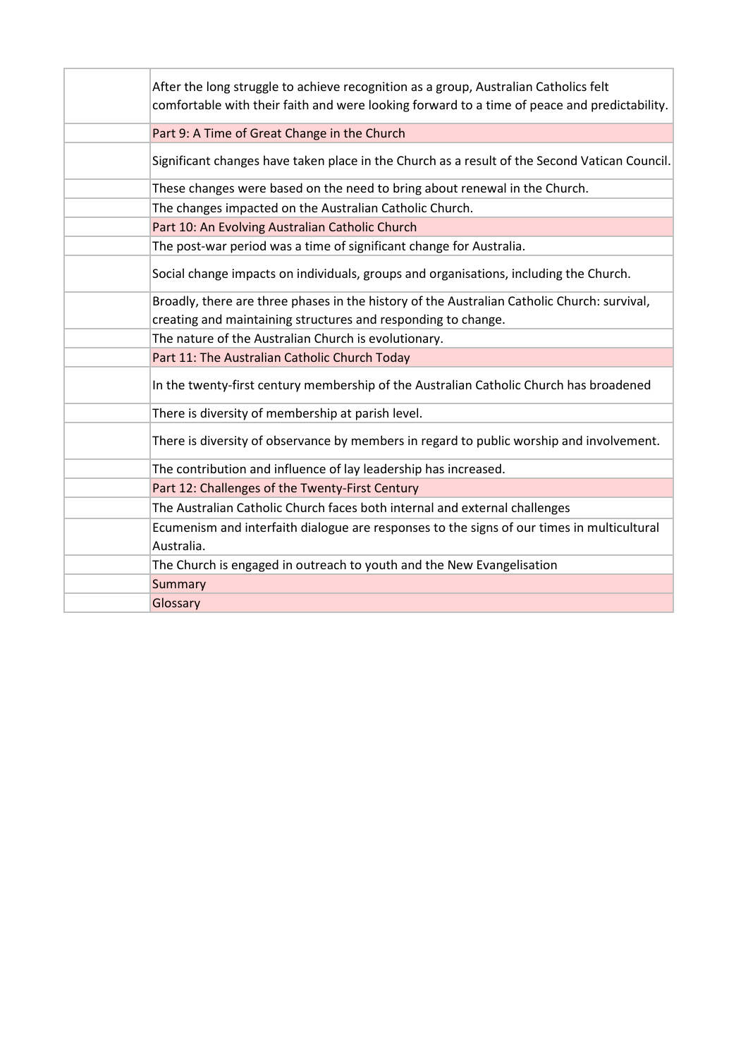| | |
|---|---|
| | After the long struggle to achieve recognition as a group, Australian Catholics felt comfortable with their faith and were looking forward to a time of peace and predictability. |
| | Part 9: A Time of Great Change in the Church |
| | Significant changes have taken place in the Church as a result of the Second Vatican Council. |
| | These changes were based on the need to bring about renewal in the Church. |
| | The changes impacted on the Australian Catholic Church. |
| | Part 10: An Evolving Australian Catholic Church |
| | The post-war period was a time of significant change for Australia. |
| | Social change impacts on individuals, groups and organisations, including the Church. |
| | Broadly, there are three phases in the history of the Australian Catholic Church: survival, creating and maintaining structures and responding to change. |
| | The nature of the Australian Church is evolutionary. |
| | Part 11: The Australian Catholic Church Today |
| | In the twenty-first century membership of the Australian Catholic Church has broadened |
| | There is diversity of membership at parish level. |
| | There is diversity of observance by members in regard to public worship and involvement. |
| | The contribution and influence of lay leadership has increased. |
| | Part 12: Challenges of the Twenty-First Century |
| | The Australian Catholic Church faces both internal and external challenges |
| | Ecumenism and interfaith dialogue are responses to the signs of our times in multicultural Australia. |
| | The Church is engaged in outreach to youth and the New Evangelisation |
| | Summary |
| | Glossary |